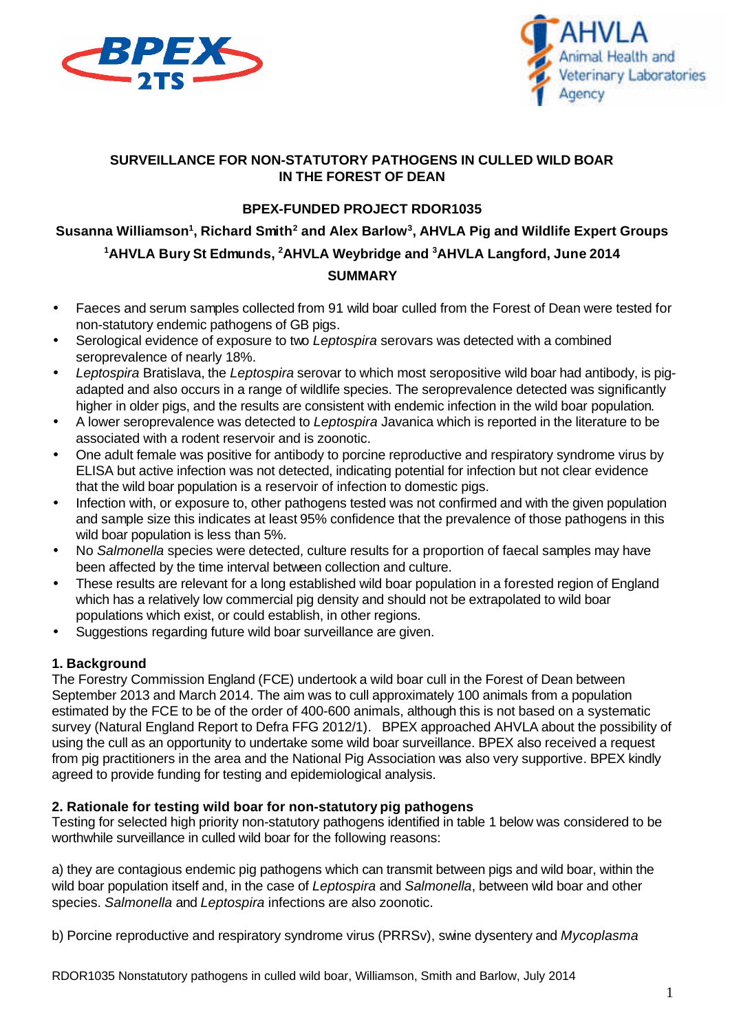**SURVEILLANCE FOR NON-STATUTORY PATHOGENS IN CULLED WILD BOAR IN THE FOREST OF DEAN**

**BPEX-FUNDED PROJECT RDOR1035**

**Susanna Williamson[1], Richard Smith[2] and Alex Barlow[3], AHVLA Pig and Wildlife Expert Groups**

**[1]AHVLA Bury St Edmunds, [2]AHVLA Weybridge and [3]AHVLA Langford, June 2014**

**SUMMARY**

- Faeces and serum samples collected from 91 wild boar culled from the Forest of Dean were tested for non-statutory endemic pathogens of GB pigs.
- Serological evidence of exposure to two *Leptospira* serovars was detected with a combined seroprevalence of nearly 18%.
- *Leptospira* Bratislava, the *Leptospira* serovar to which most seropositive wild boar had antibody, is pig-adapted and also occurs in a range of wildlife species. The seroprevalence detected was significantly higher in older pigs, and the results are consistent with endemic infection in the wild boar population.
- A lower seroprevalence was detected to *Leptospira* Javanica which is reported in the literature to be associated with a rodent reservoir and is zoonotic.
- One adult female was positive for antibody to porcine reproductive and respiratory syndrome virus by ELISA but active infection was not detected, indicating potential for infection but not clear evidence that the wild boar population is a reservoir of infection to domestic pigs.
- Infection with, or exposure to, other pathogens tested was not confirmed and with the given population and sample size this indicates at least 95% confidence that the prevalence of those pathogens in this wild boar population is less than 5%.
- No *Salmonella* species were detected, culture results for a proportion of faecal samples may have been affected by the time interval between collection and culture.
- These results are relevant for a long established wild boar population in a forested region of England which has a relatively low commercial pig density and should not be extrapolated to wild boar populations which exist, or could establish, in other regions.
- Suggestions regarding future wild boar surveillance are given.

## 1. Background

The Forestry Commission England (FCE) undertook a wild boar cull in the Forest of Dean between September 2013 and March 2014. The aim was to cull approximately 100 animals from a population estimated by the FCE to be of the order of 400-600 animals, although this is not based on a systematic survey (Natural England Report to Defra FFG 2012/1). BPEX approached AHVLA about the possibility of using the cull as an opportunity to undertake some wild boar surveillance. BPEX also received a request from pig practitioners in the area and the National Pig Association was also very supportive. BPEX kindly agreed to provide funding for testing and epidemiological analysis.

## 2. Rationale for testing wild boar for non-statutory pig pathogens

Testing for selected high priority non-statutory pathogens identified in table 1 below was considered to be worthwhile surveillance in culled wild boar for the following reasons:

a) they are contagious endemic pig pathogens which can transmit between pigs and wild boar, within the wild boar population itself and, in the case of *Leptospira* and *Salmonella*, between wild boar and other species. *Salmonella* and *Leptospira* infections are also zoonotic.

b) Porcine reproductive and respiratory syndrome virus (PRRSv), swine dysentery and *Mycoplasma*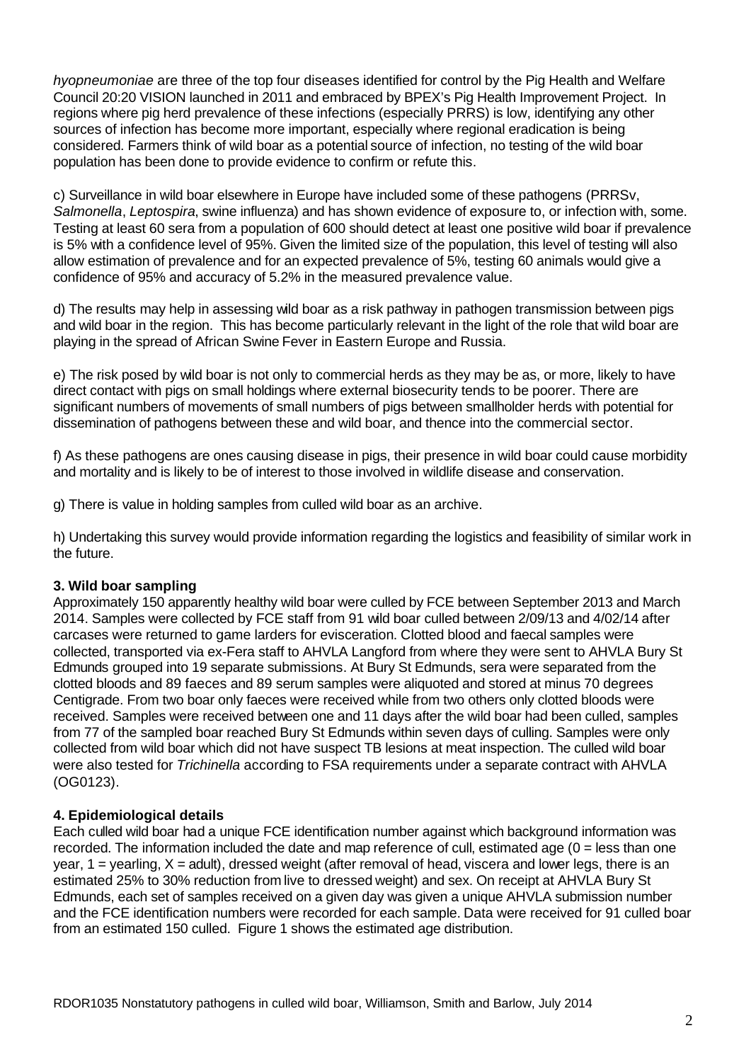*hyopneumoniae* are three of the top four diseases identified for control by the Pig Health and Welfare Council 20:20 VISION launched in 2011 and embraced by BPEX's Pig Health Improvement Project. In regions where pig herd prevalence of these infections (especially PRRS) is low, identifying any other sources of infection has become more important, especially where regional eradication is being considered. Farmers think of wild boar as a potential source of infection, no testing of the wild boar population has been done to provide evidence to confirm or refute this.

c) Surveillance in wild boar elsewhere in Europe have included some of these pathogens (PRRSv, *Salmonella*, *Leptospira*, swine influenza) and has shown evidence of exposure to, or infection with, some. Testing at least 60 sera from a population of 600 should detect at least one positive wild boar if prevalence is 5% with a confidence level of 95%. Given the limited size of the population, this level of testing will also allow estimation of prevalence and for an expected prevalence of 5%, testing 60 animals would give a confidence of 95% and accuracy of 5.2% in the measured prevalence value.

d) The results may help in assessing wild boar as a risk pathway in pathogen transmission between pigs and wild boar in the region. This has become particularly relevant in the light of the role that wild boar are playing in the spread of African Swine Fever in Eastern Europe and Russia.

e) The risk posed by wild boar is not only to commercial herds as they may be as, or more, likely to have direct contact with pigs on small holdings where external biosecurity tends to be poorer. There are significant numbers of movements of small numbers of pigs between smallholder herds with potential for dissemination of pathogens between these and wild boar, and thence into the commercial sector.

f) As these pathogens are ones causing disease in pigs, their presence in wild boar could cause morbidity and mortality and is likely to be of interest to those involved in wildlife disease and conservation.

g) There is value in holding samples from culled wild boar as an archive.

h) Undertaking this survey would provide information regarding the logistics and feasibility of similar work in the future.

### 3. Wild boar sampling

Approximately 150 apparently healthy wild boar were culled by FCE between September 2013 and March 2014. Samples were collected by FCE staff from 91 wild boar culled between 2/09/13 and 4/02/14 after carcases were returned to game larders for evisceration. Clotted blood and faecal samples were collected, transported via ex-Fera staff to AHVLA Langford from where they were sent to AHVLA Bury St Edmunds grouped into 19 separate submissions. At Bury St Edmunds, sera were separated from the clotted bloods and 89 faeces and 89 serum samples were aliquoted and stored at minus 70 degrees Centigrade. From two boar only faeces were received while from two others only clotted bloods were received. Samples were received between one and 11 days after the wild boar had been culled, samples from 77 of the sampled boar reached Bury St Edmunds within seven days of culling. Samples were only collected from wild boar which did not have suspect TB lesions at meat inspection. The culled wild boar were also tested for *Trichinella* according to FSA requirements under a separate contract with AHVLA (OG0123).

### 4. Epidemiological details

Each culled wild boar had a unique FCE identification number against which background information was recorded. The information included the date and map reference of cull, estimated age (0 = less than one year, 1 = yearling, X = adult), dressed weight (after removal of head, viscera and lower legs, there is an estimated 25% to 30% reduction from live to dressed weight) and sex. On receipt at AHVLA Bury St Edmunds, each set of samples received on a given day was given a unique AHVLA submission number and the FCE identification numbers were recorded for each sample. Data were received for 91 culled boar from an estimated 150 culled. Figure 1 shows the estimated age distribution.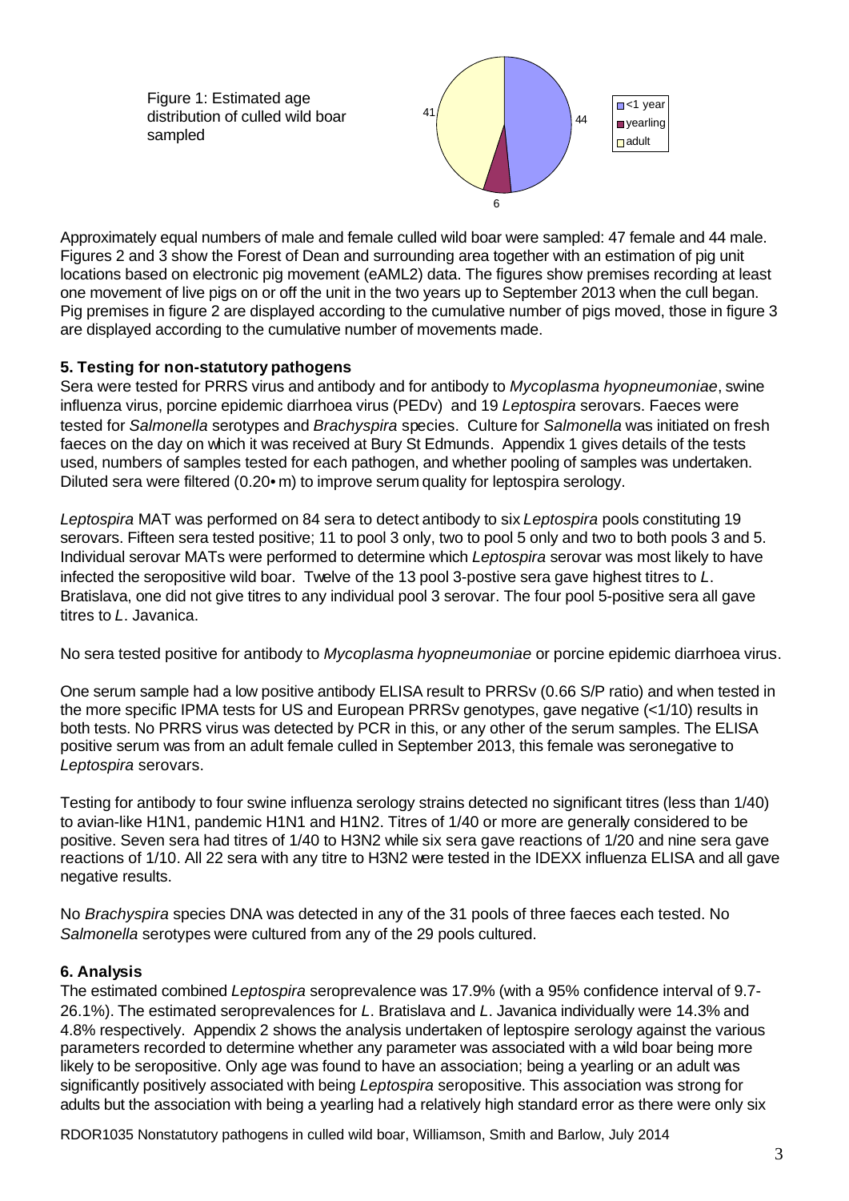Figure 1: Estimated age distribution of culled wild boar sampled

Approximately equal numbers of male and female culled wild boar were sampled: 47 female and 44 male. Figures 2 and 3 show the Forest of Dean and surrounding area together with an estimation of pig unit locations based on electronic pig movement (eAML2) data. The figures show premises recording at least one movement of live pigs on or off the unit in the two years up to September 2013 when the cull began. Pig premises in figure 2 are displayed according to the cumulative number of pigs moved, those in figure 3 are displayed according to the cumulative number of movements made.

## 5. Testing for non-statutory pathogens

Sera were tested for PRRS virus and antibody and for antibody to *Mycoplasma hyopneumoniae*, swine influenza virus, porcine epidemic diarrhoea virus (PEDv) and 19 *Leptospira* serovars. Faeces were tested for *Salmonella* serotypes and *Brachyspira* species. Culture for *Salmonella* was initiated on fresh faeces on the day on which it was received at Bury St Edmunds. Appendix 1 gives details of the tests used, numbers of samples tested for each pathogen, and whether pooling of samples was undertaken. Diluted sera were filtered (0.20• m) to improve serum quality for leptospira serology.

*Leptospira* MAT was performed on 84 sera to detect antibody to six *Leptospira* pools constituting 19 serovars. Fifteen sera tested positive; 11 to pool 3 only, two to pool 5 only and two to both pools 3 and 5. Individual serovar MATs were performed to determine which *Leptospira* serovar was most likely to have infected the seropositive wild boar. Twelve of the 13 pool 3-postive sera gave highest titres to *L*. Bratislava, one did not give titres to any individual pool 3 serovar. The four pool 5-positive sera all gave titres to *L*. Javanica.

No sera tested positive for antibody to *Mycoplasma hyopneumoniae* or porcine epidemic diarrhoea virus.

One serum sample had a low positive antibody ELISA result to PRRSv (0.66 S/P ratio) and when tested in the more specific IPMA tests for US and European PRRSv genotypes, gave negative (<1/10) results in both tests. No PRRS virus was detected by PCR in this, or any other of the serum samples. The ELISA positive serum was from an adult female culled in September 2013, this female was seronegative to *Leptospira* serovars.

Testing for antibody to four swine influenza serology strains detected no significant titres (less than 1/40) to avian-like H1N1, pandemic H1N1 and H1N2. Titres of 1/40 or more are generally considered to be positive. Seven sera had titres of 1/40 to H3N2 while six sera gave reactions of 1/20 and nine sera gave reactions of 1/10. All 22 sera with any titre to H3N2 were tested in the IDEXX influenza ELISA and all gave negative results.

No *Brachyspira* species DNA was detected in any of the 31 pools of three faeces each tested. No *Salmonella* serotypes were cultured from any of the 29 pools cultured.

## 6. Analysis

The estimated combined *Leptospira* seroprevalence was 17.9% (with a 95% confidence interval of 9.7-26.1%). The estimated seroprevalences for *L*. Bratislava and *L*. Javanica individually were 14.3% and 4.8% respectively. Appendix 2 shows the analysis undertaken of leptospire serology against the various parameters recorded to determine whether any parameter was associated with a wild boar being more likely to be seropositive. Only age was found to have an association; being a yearling or an adult was significantly positively associated with being *Leptospira* seropositive. This association was strong for adults but the association with being a yearling had a relatively high standard error as there were only six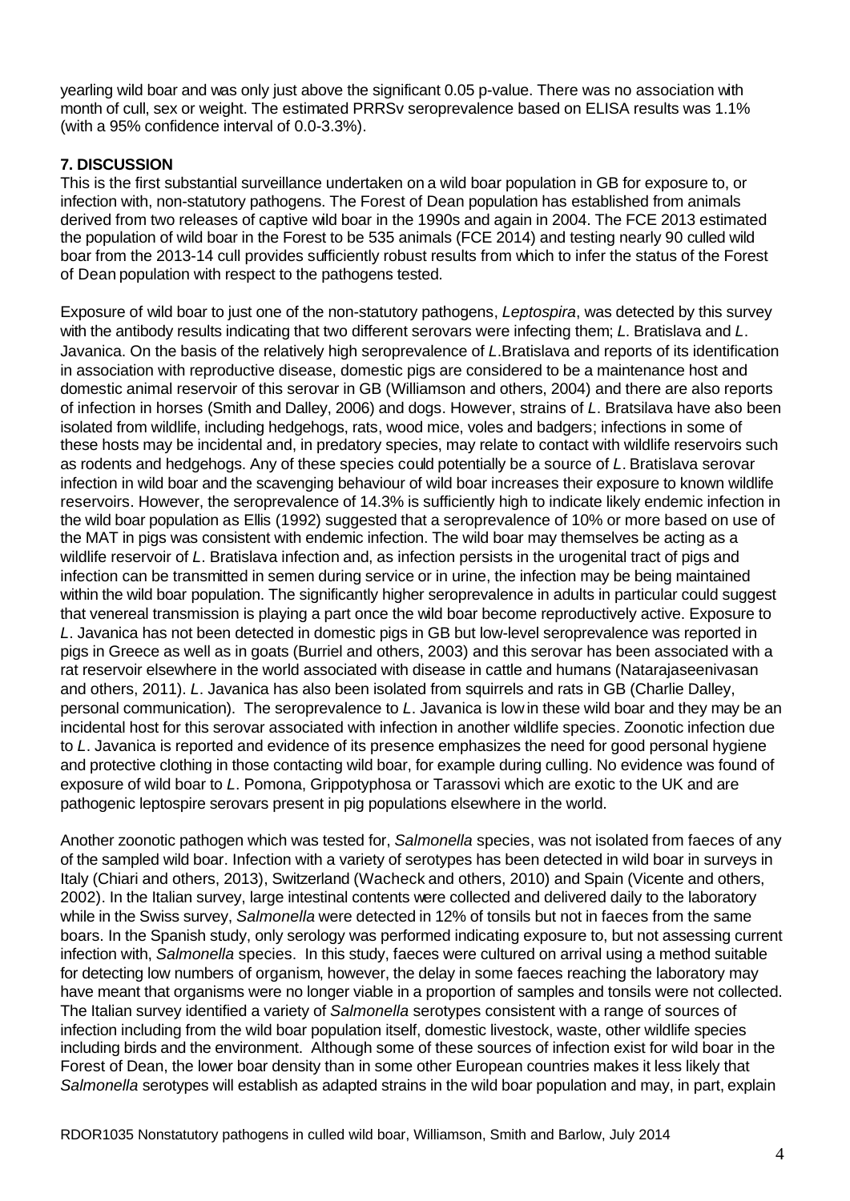yearling wild boar and was only just above the significant 0.05 p-value. There was no association with month of cull, sex or weight. The estimated PRRSv seroprevalence based on ELISA results was 1.1% (with a 95% confidence interval of 0.0-3.3%).

## 7. DISCUSSION

This is the first substantial surveillance undertaken on a wild boar population in GB for exposure to, or infection with, non-statutory pathogens. The Forest of Dean population has established from animals derived from two releases of captive wild boar in the 1990s and again in 2004. The FCE 2013 estimated the population of wild boar in the Forest to be 535 animals (FCE 2014) and testing nearly 90 culled wild boar from the 2013-14 cull provides sufficiently robust results from which to infer the status of the Forest of Dean population with respect to the pathogens tested.

Exposure of wild boar to just one of the non-statutory pathogens, *Leptospira*, was detected by this survey with the antibody results indicating that two different serovars were infecting them; *L*. Bratislava and *L*. Javanica. On the basis of the relatively high seroprevalence of *L*.Bratislava and reports of its identification in association with reproductive disease, domestic pigs are considered to be a maintenance host and domestic animal reservoir of this serovar in GB (Williamson and others, 2004) and there are also reports of infection in horses (Smith and Dalley, 2006) and dogs. However, strains of *L*. Bratsilava have also been isolated from wildlife, including hedgehogs, rats, wood mice, voles and badgers; infections in some of these hosts may be incidental and, in predatory species, may relate to contact with wildlife reservoirs such as rodents and hedgehogs. Any of these species could potentially be a source of *L*. Bratislava serovar infection in wild boar and the scavenging behaviour of wild boar increases their exposure to known wildlife reservoirs. However, the seroprevalence of 14.3% is sufficiently high to indicate likely endemic infection in the wild boar population as Ellis (1992) suggested that a seroprevalence of 10% or more based on use of the MAT in pigs was consistent with endemic infection. The wild boar may themselves be acting as a wildlife reservoir of *L*. Bratislava infection and, as infection persists in the urogenital tract of pigs and infection can be transmitted in semen during service or in urine, the infection may be being maintained within the wild boar population. The significantly higher seroprevalence in adults in particular could suggest that venereal transmission is playing a part once the wild boar become reproductively active. Exposure to *L*. Javanica has not been detected in domestic pigs in GB but low-level seroprevalence was reported in pigs in Greece as well as in goats (Burriel and others, 2003) and this serovar has been associated with a rat reservoir elsewhere in the world associated with disease in cattle and humans (Natarajaseenivasan and others, 2011). *L*. Javanica has also been isolated from squirrels and rats in GB (Charlie Dalley, personal communication). The seroprevalence to *L*. Javanica is low in these wild boar and they may be an incidental host for this serovar associated with infection in another wildlife species. Zoonotic infection due to *L*. Javanica is reported and evidence of its presence emphasizes the need for good personal hygiene and protective clothing in those contacting wild boar, for example during culling. No evidence was found of exposure of wild boar to *L*. Pomona, Grippotyphosa or Tarassovi which are exotic to the UK and are pathogenic leptospire serovars present in pig populations elsewhere in the world.

Another zoonotic pathogen which was tested for, *Salmonella* species, was not isolated from faeces of any of the sampled wild boar. Infection with a variety of serotypes has been detected in wild boar in surveys in Italy (Chiari and others, 2013), Switzerland (Wacheck and others, 2010) and Spain (Vicente and others, 2002). In the Italian survey, large intestinal contents were collected and delivered daily to the laboratory while in the Swiss survey, *Salmonella* were detected in 12% of tonsils but not in faeces from the same boars. In the Spanish study, only serology was performed indicating exposure to, but not assessing current infection with, *Salmonella* species. In this study, faeces were cultured on arrival using a method suitable for detecting low numbers of organism, however, the delay in some faeces reaching the laboratory may have meant that organisms were no longer viable in a proportion of samples and tonsils were not collected. The Italian survey identified a variety of *Salmonella* serotypes consistent with a range of sources of infection including from the wild boar population itself, domestic livestock, waste, other wildlife species including birds and the environment. Although some of these sources of infection exist for wild boar in the Forest of Dean, the lower boar density than in some other European countries makes it less likely that *Salmonella* serotypes will establish as adapted strains in the wild boar population and may, in part, explain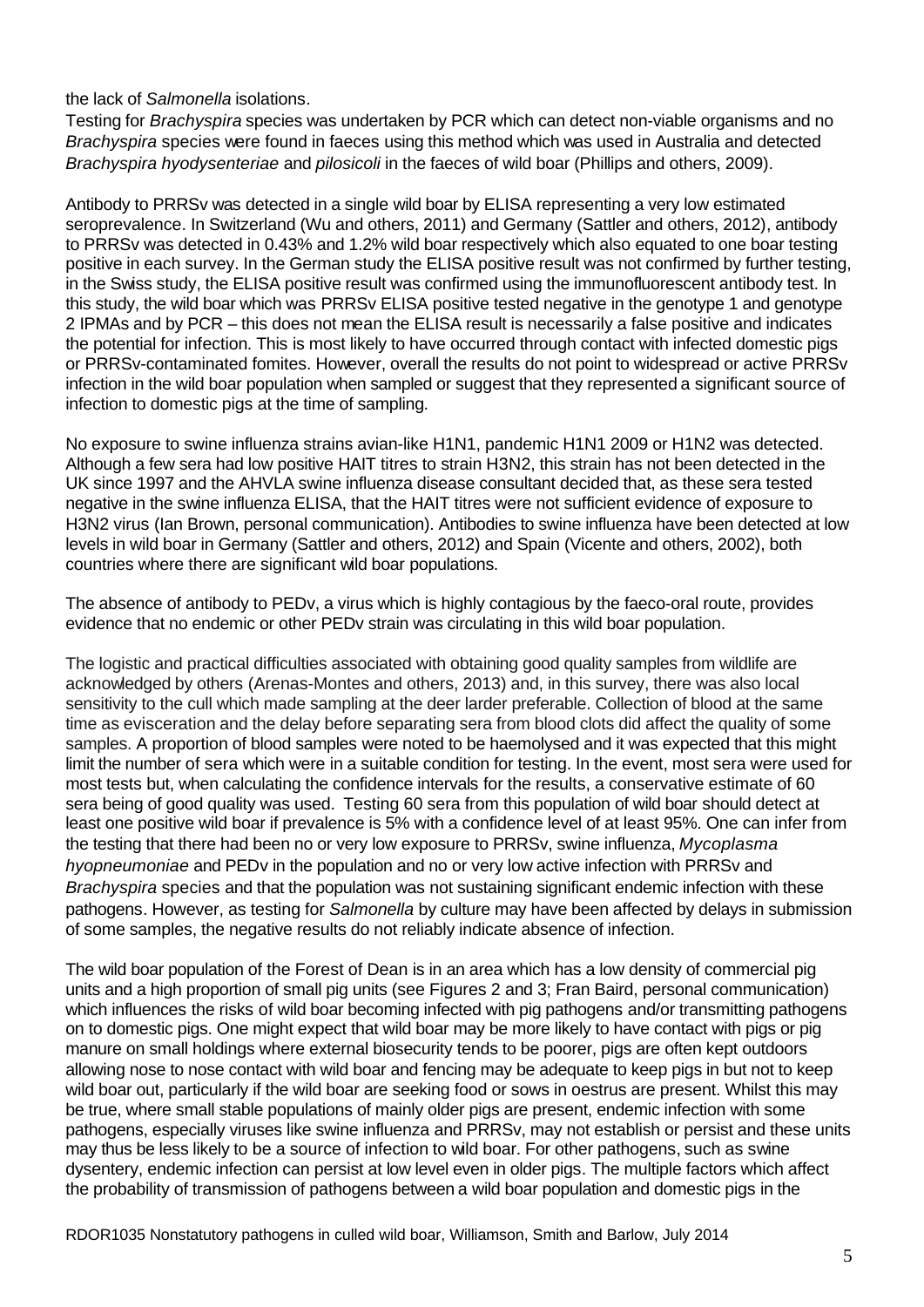the lack of *Salmonella* isolations.
Testing for *Brachyspira* species was undertaken by PCR which can detect non-viable organisms and no *Brachyspira* species were found in faeces using this method which was used in Australia and detected *Brachyspira hyodysenteriae* and *pilosicoli* in the faeces of wild boar (Phillips and others, 2009).

Antibody to PRRSv was detected in a single wild boar by ELISA representing a very low estimated seroprevalence. In Switzerland (Wu and others, 2011) and Germany (Sattler and others, 2012), antibody to PRRSv was detected in 0.43% and 1.2% wild boar respectively which also equated to one boar testing positive in each survey. In the German study the ELISA positive result was not confirmed by further testing, in the Swiss study, the ELISA positive result was confirmed using the immunofluorescent antibody test. In this study, the wild boar which was PRRSv ELISA positive tested negative in the genotype 1 and genotype 2 IPMAs and by PCR – this does not mean the ELISA result is necessarily a false positive and indicates the potential for infection. This is most likely to have occurred through contact with infected domestic pigs or PRRSv-contaminated fomites. However, overall the results do not point to widespread or active PRRSv infection in the wild boar population when sampled or suggest that they represented a significant source of infection to domestic pigs at the time of sampling.

No exposure to swine influenza strains avian-like H1N1, pandemic H1N1 2009 or H1N2 was detected. Although a few sera had low positive HAIT titres to strain H3N2, this strain has not been detected in the UK since 1997 and the AHVLA swine influenza disease consultant decided that, as these sera tested negative in the swine influenza ELISA, that the HAIT titres were not sufficient evidence of exposure to H3N2 virus (Ian Brown, personal communication). Antibodies to swine influenza have been detected at low levels in wild boar in Germany (Sattler and others, 2012) and Spain (Vicente and others, 2002), both countries where there are significant wild boar populations.

The absence of antibody to PEDv, a virus which is highly contagious by the faeco-oral route, provides evidence that no endemic or other PEDv strain was circulating in this wild boar population.

The logistic and practical difficulties associated with obtaining good quality samples from wildlife are acknowledged by others (Arenas-Montes and others, 2013) and, in this survey, there was also local sensitivity to the cull which made sampling at the deer larder preferable. Collection of blood at the same time as evisceration and the delay before separating sera from blood clots did affect the quality of some samples. A proportion of blood samples were noted to be haemolysed and it was expected that this might limit the number of sera which were in a suitable condition for testing. In the event, most sera were used for most tests but, when calculating the confidence intervals for the results, a conservative estimate of 60 sera being of good quality was used. Testing 60 sera from this population of wild boar should detect at least one positive wild boar if prevalence is 5% with a confidence level of at least 95%. One can infer from the testing that there had been no or very low exposure to PRRSv, swine influenza, *Mycoplasma hyopneumoniae* and PEDv in the population and no or very low active infection with PRRSv and *Brachyspira* species and that the population was not sustaining significant endemic infection with these pathogens. However, as testing for *Salmonella* by culture may have been affected by delays in submission of some samples, the negative results do not reliably indicate absence of infection.

The wild boar population of the Forest of Dean is in an area which has a low density of commercial pig units and a high proportion of small pig units (see Figures 2 and 3; Fran Baird, personal communication) which influences the risks of wild boar becoming infected with pig pathogens and/or transmitting pathogens on to domestic pigs. One might expect that wild boar may be more likely to have contact with pigs or pig manure on small holdings where external biosecurity tends to be poorer, pigs are often kept outdoors allowing nose to nose contact with wild boar and fencing may be adequate to keep pigs in but not to keep wild boar out, particularly if the wild boar are seeking food or sows in oestrus are present. Whilst this may be true, where small stable populations of mainly older pigs are present, endemic infection with some pathogens, especially viruses like swine influenza and PRRSv, may not establish or persist and these units may thus be less likely to be a source of infection to wild boar. For other pathogens, such as swine dysentery, endemic infection can persist at low level even in older pigs. The multiple factors which affect the probability of transmission of pathogens between a wild boar population and domestic pigs in the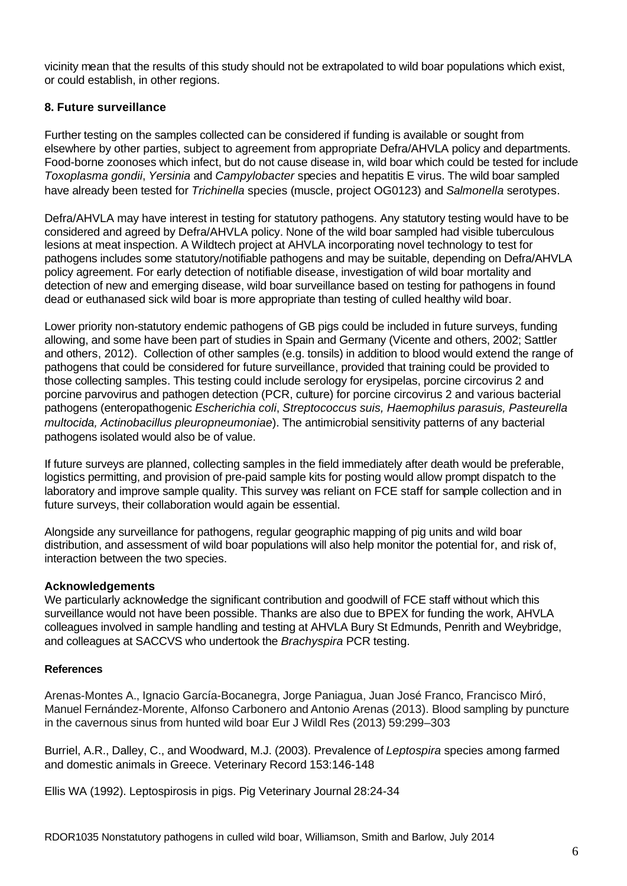vicinity mean that the results of this study should not be extrapolated to wild boar populations which exist, or could establish, in other regions.

## 8. Future surveillance

Further testing on the samples collected can be considered if funding is available or sought from elsewhere by other parties, subject to agreement from appropriate Defra/AHVLA policy and departments. Food-borne zoonoses which infect, but do not cause disease in, wild boar which could be tested for include *Toxoplasma gondii*, *Yersinia* and *Campylobacter* species and hepatitis E virus. The wild boar sampled have already been tested for *Trichinella* species (muscle, project OG0123) and *Salmonella* serotypes.

Defra/AHVLA may have interest in testing for statutory pathogens. Any statutory testing would have to be considered and agreed by Defra/AHVLA policy. None of the wild boar sampled had visible tuberculous lesions at meat inspection. A Wildtech project at AHVLA incorporating novel technology to test for pathogens includes some statutory/notifiable pathogens and may be suitable, depending on Defra/AHVLA policy agreement. For early detection of notifiable disease, investigation of wild boar mortality and detection of new and emerging disease, wild boar surveillance based on testing for pathogens in found dead or euthanased sick wild boar is more appropriate than testing of culled healthy wild boar.

Lower priority non-statutory endemic pathogens of GB pigs could be included in future surveys, funding allowing, and some have been part of studies in Spain and Germany (Vicente and others, 2002; Sattler and others, 2012). Collection of other samples (e.g. tonsils) in addition to blood would extend the range of pathogens that could be considered for future surveillance, provided that training could be provided to those collecting samples. This testing could include serology for erysipelas, porcine circovirus 2 and porcine parvovirus and pathogen detection (PCR, culture) for porcine circovirus 2 and various bacterial pathogens (enteropathogenic *Escherichia coli*, *Streptococcus suis, Haemophilus parasuis, Pasteurella multocida, Actinobacillus pleuropneumoniae*). The antimicrobial sensitivity patterns of any bacterial pathogens isolated would also be of value.

If future surveys are planned, collecting samples in the field immediately after death would be preferable, logistics permitting, and provision of pre-paid sample kits for posting would allow prompt dispatch to the laboratory and improve sample quality. This survey was reliant on FCE staff for sample collection and in future surveys, their collaboration would again be essential.

Alongside any surveillance for pathogens, regular geographic mapping of pig units and wild boar distribution, and assessment of wild boar populations will also help monitor the potential for, and risk of, interaction between the two species.

### Acknowledgements

We particularly acknowledge the significant contribution and goodwill of FCE staff without which this surveillance would not have been possible. Thanks are also due to BPEX for funding the work, AHVLA colleagues involved in sample handling and testing at AHVLA Bury St Edmunds, Penrith and Weybridge, and colleagues at SACCVS who undertook the *Brachyspira* PCR testing.

### References

Arenas-Montes A., Ignacio García-Bocanegra, Jorge Paniagua, Juan José Franco, Francisco Miró, Manuel Fernández-Morente, Alfonso Carbonero and Antonio Arenas (2013). Blood sampling by puncture in the cavernous sinus from hunted wild boar Eur J Wildl Res (2013) 59:299–303

Burriel, A.R., Dalley, C., and Woodward, M.J. (2003). Prevalence of *Leptospira* species among farmed and domestic animals in Greece. Veterinary Record 153:146-148

Ellis WA (1992). Leptospirosis in pigs. Pig Veterinary Journal 28:24-34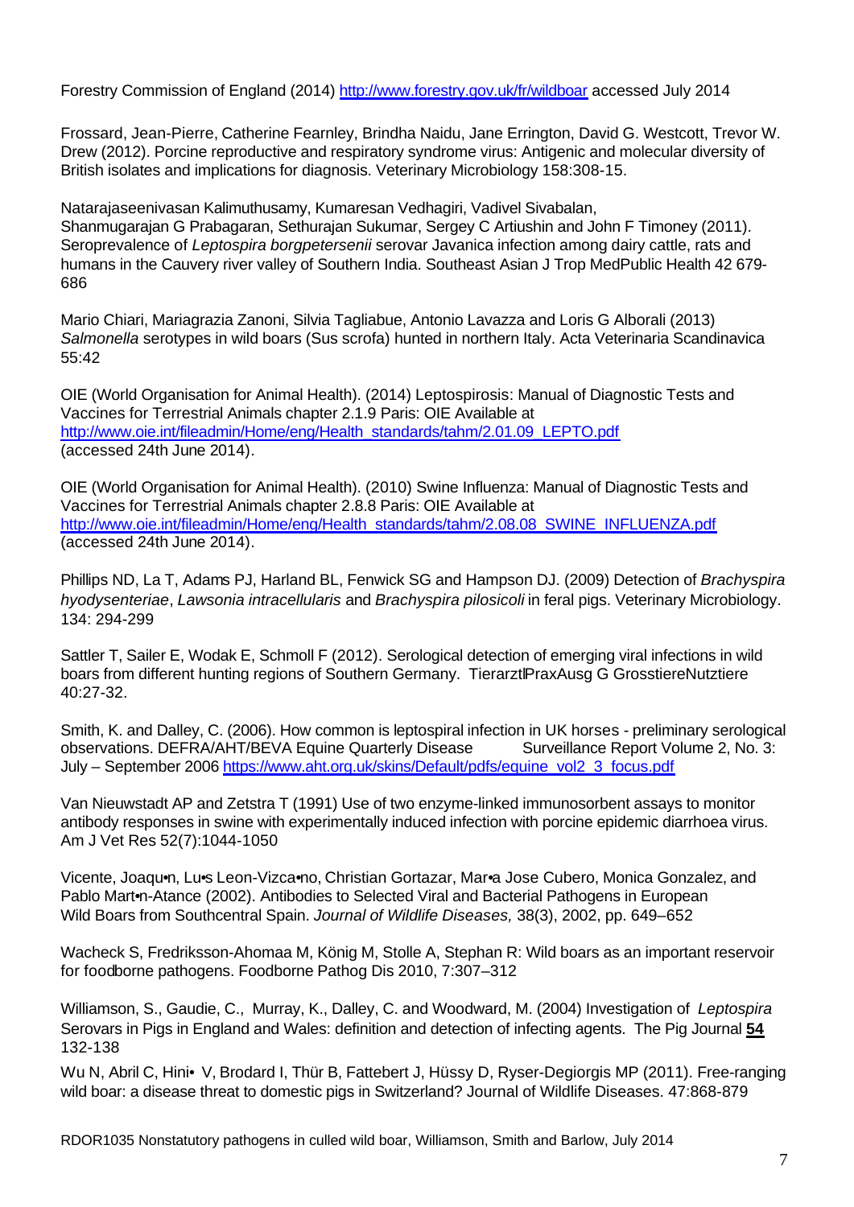Forestry Commission of England (2014) http://www.forestry.gov.uk/fr/wildboar accessed July 2014

Frossard, Jean-Pierre, Catherine Fearnley, Brindha Naidu, Jane Errington, David G. Westcott, Trevor W. Drew (2012). Porcine reproductive and respiratory syndrome virus: Antigenic and molecular diversity of British isolates and implications for diagnosis. Veterinary Microbiology 158:308-15.

Natarajaseenivasan Kalimuthusamy, Kumaresan Vedhagiri, Vadivel Sivabalan, Shanmugarajan G Prabagaran, Sethurajan Sukumar, Sergey C Artiushin and John F Timoney (2011). Seroprevalence of *Leptospira borgpetersenii* serovar Javanica infection among dairy cattle, rats and humans in the Cauvery river valley of Southern India. Southeast Asian J Trop MedPublic Health 42 679-686

Mario Chiari, Mariagrazia Zanoni, Silvia Tagliabue, Antonio Lavazza and Loris G Alborali (2013) *Salmonella* serotypes in wild boars (Sus scrofa) hunted in northern Italy. Acta Veterinaria Scandinavica 55:42

OIE (World Organisation for Animal Health). (2014) Leptospirosis: Manual of Diagnostic Tests and Vaccines for Terrestrial Animals chapter 2.1.9 Paris: OIE Available at http://www.oie.int/fileadmin/Home/eng/Health_standards/tahm/2.01.09_LEPTO.pdf (accessed 24th June 2014).

OIE (World Organisation for Animal Health). (2010) Swine Influenza: Manual of Diagnostic Tests and Vaccines for Terrestrial Animals chapter 2.8.8 Paris: OIE Available at http://www.oie.int/fileadmin/Home/eng/Health_standards/tahm/2.08.08_SWINE_INFLUENZA.pdf (accessed 24th June 2014).

Phillips ND, La T, Adams PJ, Harland BL, Fenwick SG and Hampson DJ. (2009) Detection of *Brachyspira hyodysenteriae*, *Lawsonia intracellularis* and *Brachyspira pilosicoli* in feral pigs. Veterinary Microbiology. 134: 294-299

Sattler T, Sailer E, Wodak E, Schmoll F (2012). Serological detection of emerging viral infections in wild boars from different hunting regions of Southern Germany. TierarztlPraxAusg G GrosstiereNutztiere 40:27-32.

Smith, K. and Dalley, C. (2006). How common is leptospiral infection in UK horses - preliminary serological observations. DEFRA/AHT/BEVA Equine Quarterly Disease Surveillance Report Volume 2, No. 3: July – September 2006 https://www.aht.org.uk/skins/Default/pdfs/equine_vol2_3_focus.pdf

Van Nieuwstadt AP and Zetstra T (1991) Use of two enzyme-linked immunosorbent assays to monitor antibody responses in swine with experimentally induced infection with porcine epidemic diarrhoea virus. Am J Vet Res 52(7):1044-1050

Vicente, Joaqu•n, Lu•s Leon-Vizca•no, Christian Gortazar, Mar•a Jose Cubero, Monica Gonzalez, and Pablo Mart•n-Atance (2002). Antibodies to Selected Viral and Bacterial Pathogens in European Wild Boars from Southcentral Spain. *Journal of Wildlife Diseases,* 38(3), 2002, pp. 649–652

Wacheck S, Fredriksson-Ahomaa M, König M, Stolle A, Stephan R: Wild boars as an important reservoir for foodborne pathogens. Foodborne Pathog Dis 2010, 7:307–312

Williamson, S., Gaudie, C., Murray, K., Dalley, C. and Woodward, M. (2004) Investigation of *Leptospira* Serovars in Pigs in England and Wales: definition and detection of infecting agents. The Pig Journal **54** 132-138

Wu N, Abril C, Hini• V, Brodard I, Thür B, Fattebert J, Hüssy D, Ryser-Degiorgis MP (2011). Free-ranging wild boar: a disease threat to domestic pigs in Switzerland? Journal of Wildlife Diseases. 47:868-879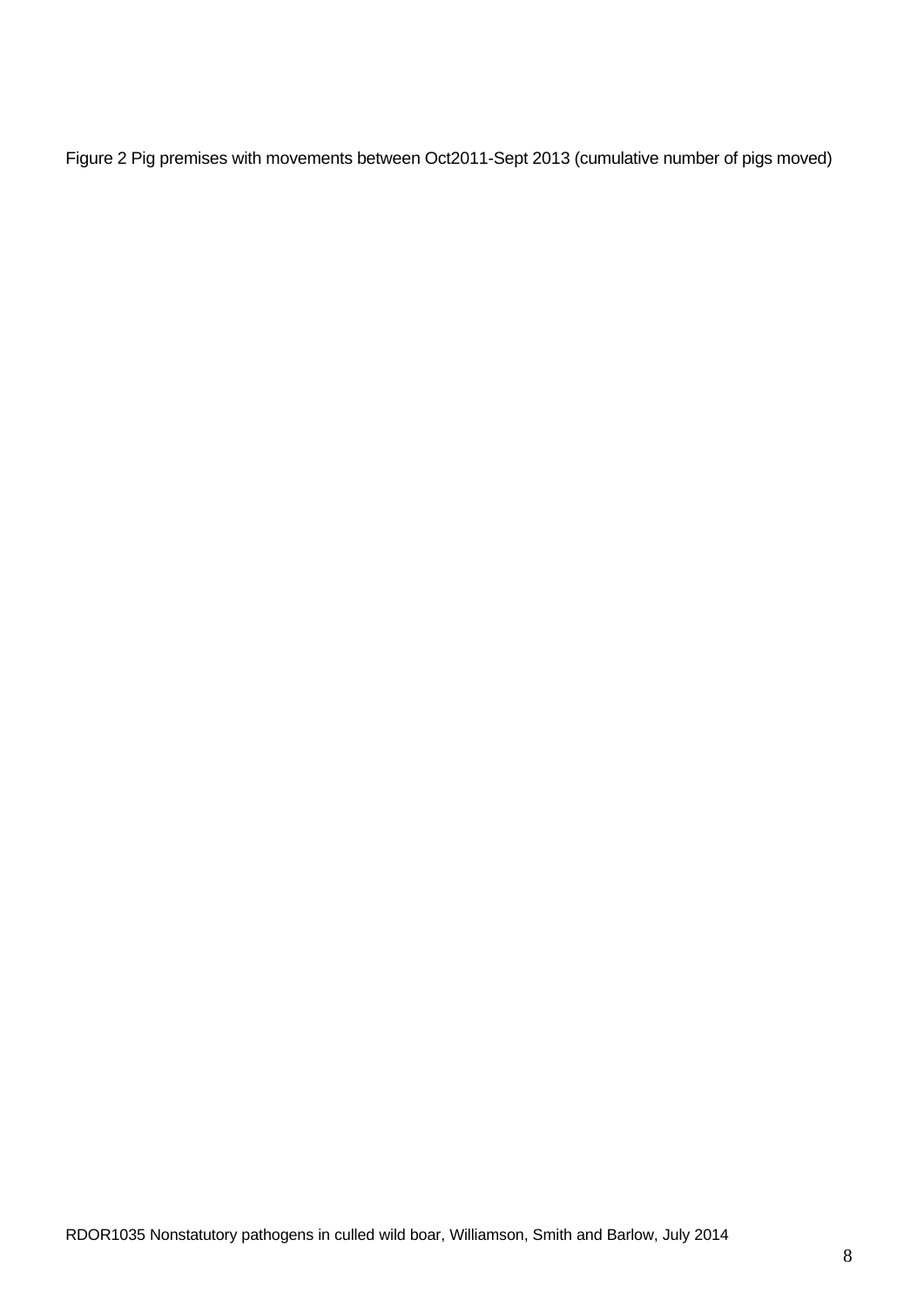Figure 2 Pig premises with movements between Oct2011-Sept 2013 (cumulative number of pigs moved)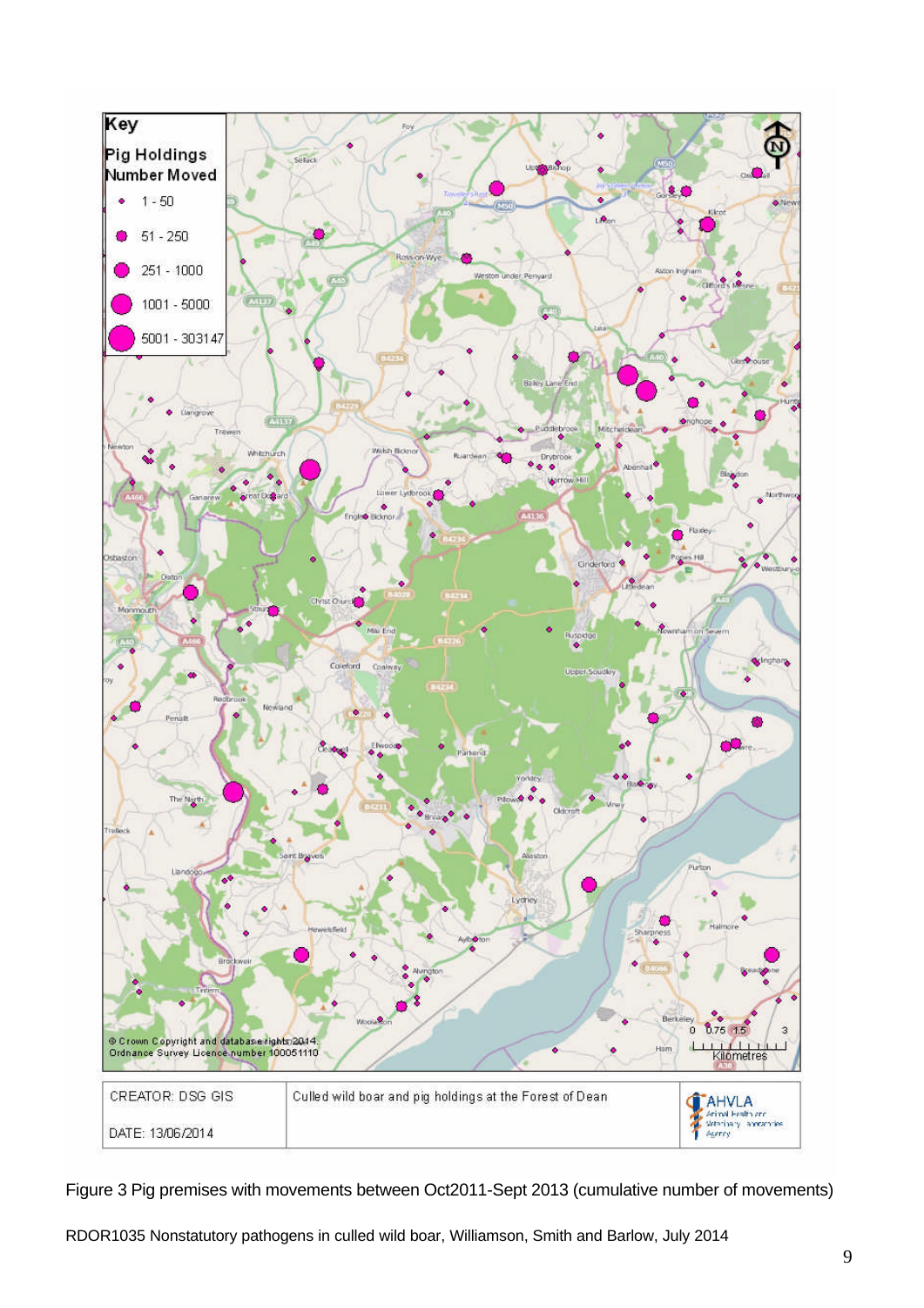Figure 3 Pig premises with movements between Oct2011-Sept 2013 (cumulative number of movements)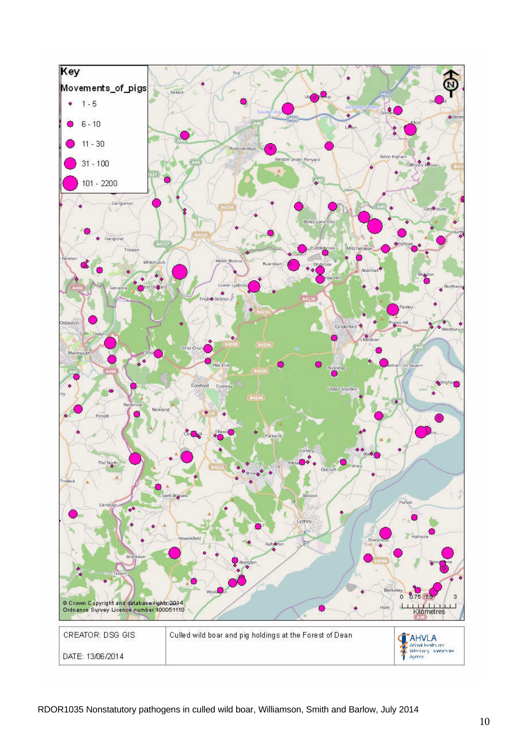**Key**

**Movements_of_pigs**

- 1 - 5
- 6 - 10
- 11 - 30
- 31 - 100
- 101 - 2200

© Crown Copyright and database rights 2014. Ordnance Survey Licence number 100051110

0 0.75 1.5 3 Kilometres

| CREATOR: DSG GIS | Culled wild boar and pig holdings at the Forest of Dean | AHVLA Animal Health and Veterinary Laboratories Agency |
| --- | --- | --- |
| DATE: 13/06/2014 | | |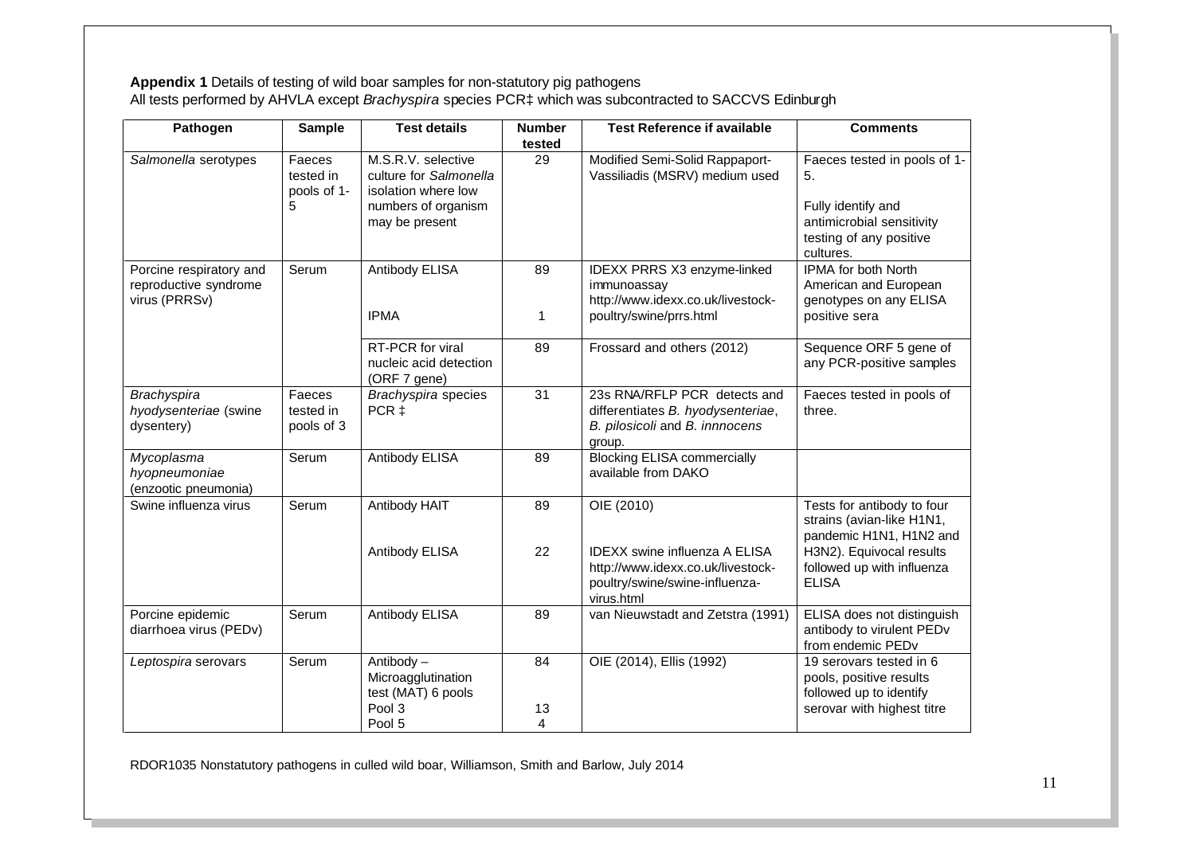**Appendix 1** Details of testing of wild boar samples for non-statutory pig pathogens
All tests performed by AHVLA except *Brachyspira* species PCR‡ which was subcontracted to SACCVS Edinburgh

| Pathogen | Sample | Test details | Number tested | Test Reference if available | Comments |
|---|---|---|---|---|---|
| *Salmonella* serotypes | Faeces tested in pools of 1-5 | M.S.R.V. selective culture for *Salmonella* isolation where low numbers of organism may be present | 29 | Modified Semi-Solid Rappaport-Vassiliadis (MSRV) medium used | Faeces tested in pools of 1-5.<br><br>Fully identify and antimicrobial sensitivity testing of any positive cultures. |
| Porcine respiratory and reproductive syndrome virus (PRRSv) | Serum | Antibody ELISA<br><br>IPMA | 89<br><br>1 | IDEXX PRRS X3 enzyme-linked immunoassay http://www.idexx.co.uk/livestock-poultry/swine/prrs.html | IPMA for both North American and European genotypes on any ELISA positive sera |
| | | RT-PCR for viral nucleic acid detection (ORF 7 gene) | 89 | Frossard and others (2012) | Sequence ORF 5 gene of any PCR-positive samples |
| *Brachyspira hyodysenteriae* (swine dysentery) | Faeces tested in pools of 3 | *Brachyspira* species PCR ‡ | 31 | 23s RNA/RFLP PCR detects and differentiates *B. hyodysenteriae*, *B. pilosicoli* and *B. innnocens* group. | Faeces tested in pools of three. |
| *Mycoplasma hyopneumoniae* (enzootic pneumonia) | Serum | Antibody ELISA | 89 | Blocking ELISA commercially available from DAKO | |
| Swine influenza virus | Serum | Antibody HAIT<br><br>Antibody ELISA | 89<br><br>22 | OIE (2010)<br><br>IDEXX swine influenza A ELISA http://www.idexx.co.uk/livestock-poultry/swine/swine-influenza-virus.html | Tests for antibody to four strains (avian-like H1N1, pandemic H1N1, H1N2 and H3N2). Equivocal results followed up with influenza ELISA |
| Porcine epidemic diarrhoea virus (PEDv) | Serum | Antibody ELISA | 89 | van Nieuwstadt and Zetstra (1991) | ELISA does not distinguish antibody to virulent PEDv from endemic PEDv |
| *Leptospira* serovars | Serum | Antibody – Microagglutination test (MAT) 6 pools<br>Pool 3<br>Pool 5 | 84<br><br>13<br>4 | OIE (2014), Ellis (1992) | 19 serovars tested in 6 pools, positive results followed up to identify serovar with highest titre |

RDOR1035 Nonstatutory pathogens in culled wild boar, Williamson, Smith and Barlow, July 2014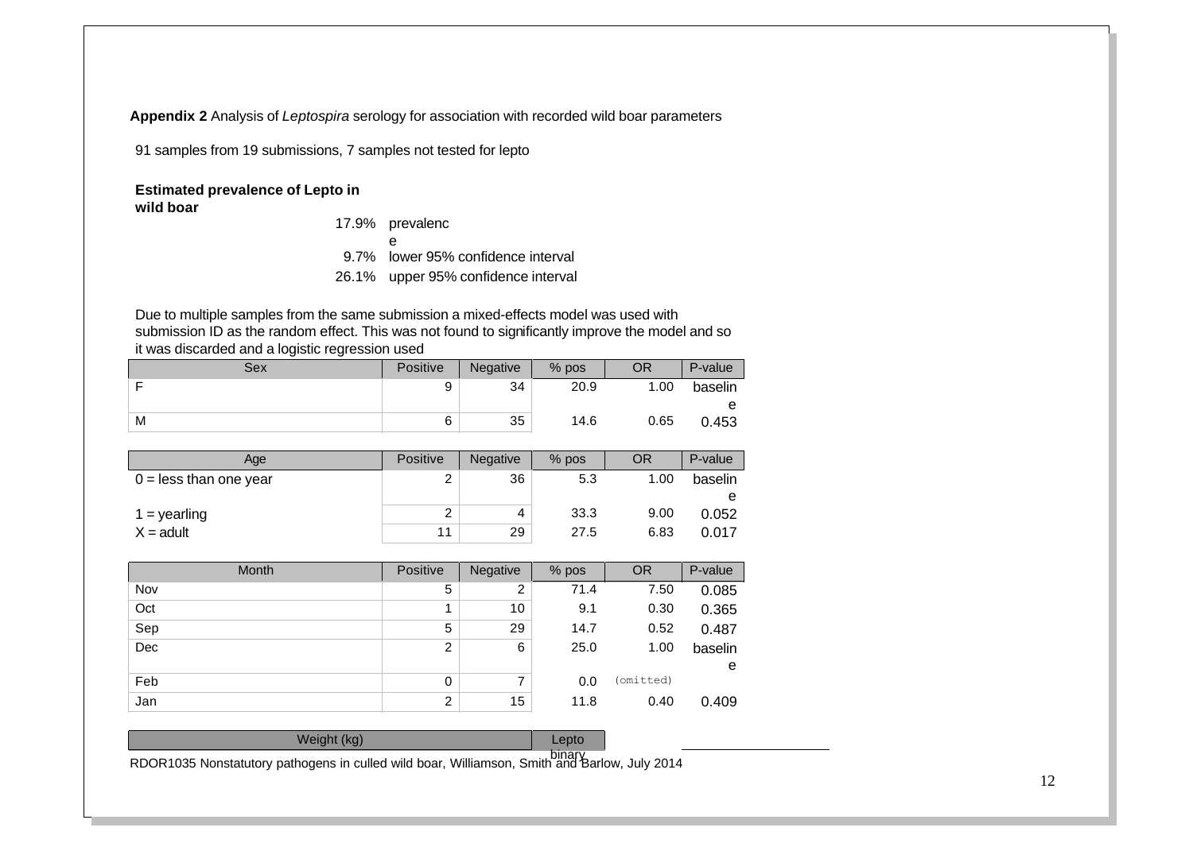**Appendix 2** Analysis of *Leptospira* serology for association with recorded wild boar parameters

91 samples from 19 submissions, 7 samples not tested for lepto

**Estimated prevalence of Lepto in wild boar**

| | |
|---|---|
| 17.9% | prevalence |
| 9.7% | lower 95% confidence interval |
| 26.1% | upper 95% confidence interval |

Due to multiple samples from the same submission a mixed-effects model was used with submission ID as the random effect. This was not found to significantly improve the model and so it was discarded and a logistic regression used

| Sex | Positive | Negative | % pos | OR | P-value |
|---|---|---|---|---|---|
| F | 9 | 34 | 20.9 | 1.00 | baseline |
| M | 6 | 35 | 14.6 | 0.65 | 0.453 |

| Age | Positive | Negative | % pos | OR | P-value |
|---|---|---|---|---|---|
| 0 = less than one year | 2 | 36 | 5.3 | 1.00 | baseline |
| 1 = yearling | 2 | 4 | 33.3 | 9.00 | 0.052 |
| X = adult | 11 | 29 | 27.5 | 6.83 | 0.017 |

| Month | Positive | Negative | % pos | OR | P-value |
|---|---|---|---|---|---|
| Nov | 5 | 2 | 71.4 | 7.50 | 0.085 |
| Oct | 1 | 10 | 9.1 | 0.30 | 0.365 |
| Sep | 5 | 29 | 14.7 | 0.52 | 0.487 |
| Dec | 2 | 6 | 25.0 | 1.00 | baseline |
| Feb | 0 | 7 | 0.0 | (omitted) | |
| Jan | 2 | 15 | 11.8 | 0.40 | 0.409 |

| Weight (kg) | Lepto binary |
|---|---|

RDOR1035 Nonstatutory pathogens in culled wild boar, Williamson, Smith and Barlow, July 2014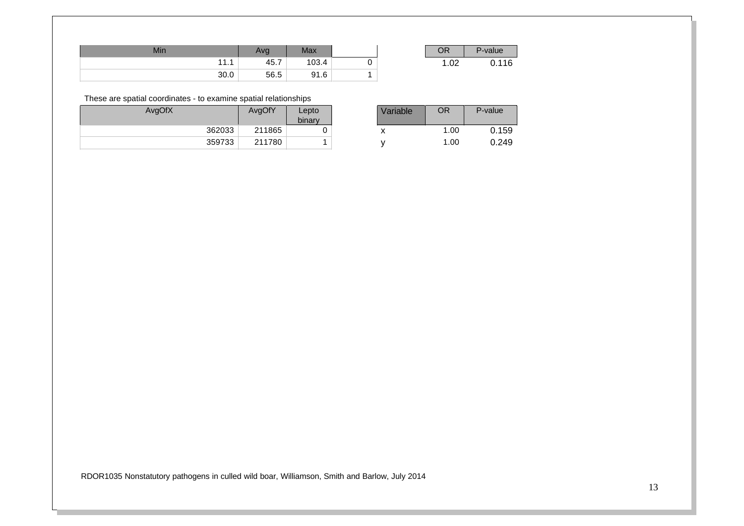| Min | Avg | Max | |
|---|---|---|---|
| 11.1 | 45.7 | 103.4 | 0 |
| 30.0 | 56.5 | 91.6 | 1 |

| OR | P-value |
|---|---|
| 1.02 | 0.116 |

These are spatial coordinates - to examine spatial relationships

| AvgOfX | AvgOfY | Lepto binary |
|---|---|---|
| 362033 | 211865 | 0 |
| 359733 | 211780 | 1 |

| Variable | OR | P-value |
|---|---|---|
| x | 1.00 | 0.159 |
| y | 1.00 | 0.249 |